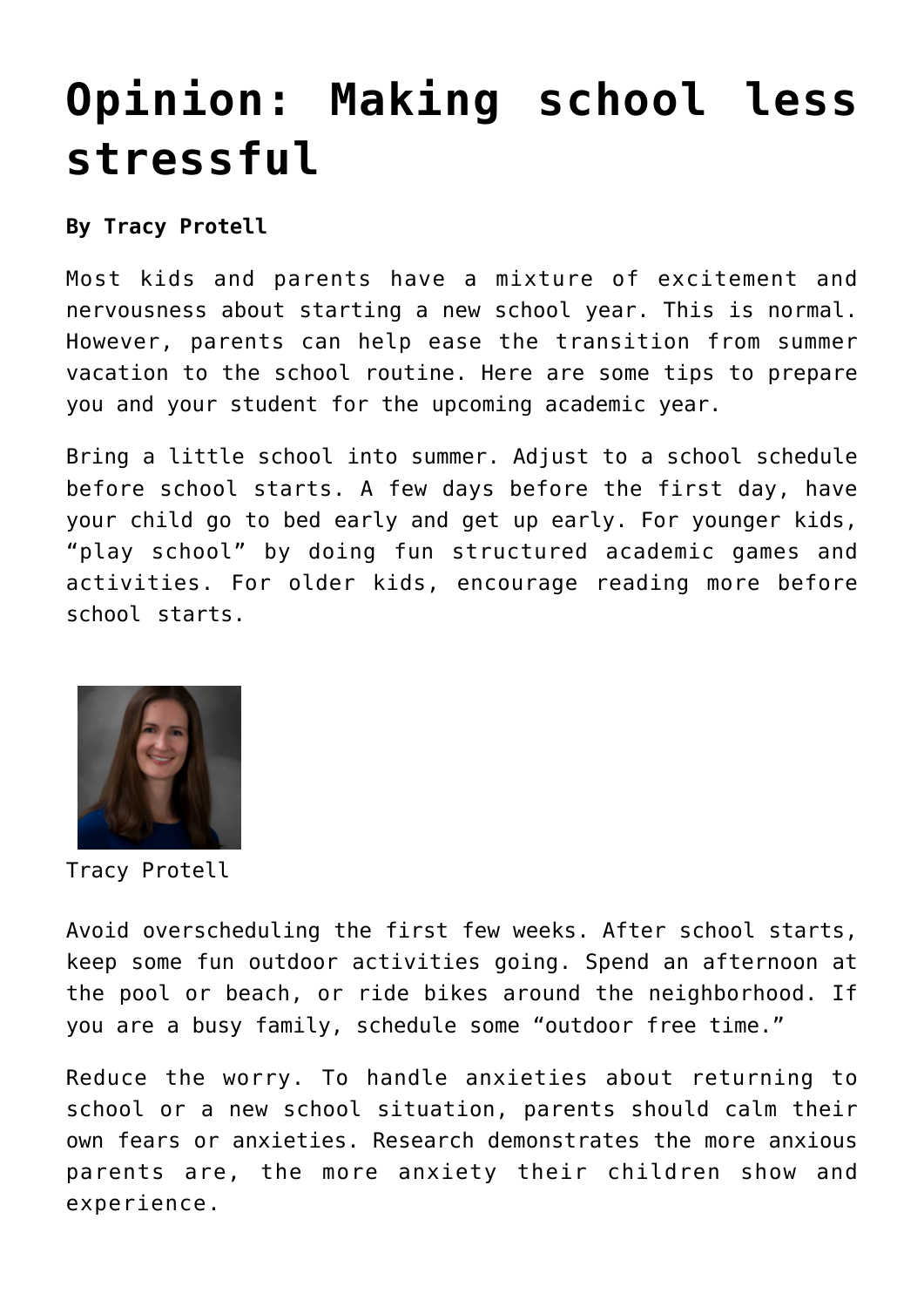# Opinion: Making school less stressful

**By Tracy Protell**

Most kids and parents have a mixture of excitement and nervousness about starting a new school year. This is normal. However, parents can help ease the transition from summer vacation to the school routine. Here are some tips to prepare you and your student for the upcoming academic year.

Bring a little school into summer. Adjust to a school schedule before school starts. A few days before the first day, have your child go to bed early and get up early. For younger kids, “play school” by doing fun structured academic games and activities. For older kids, encourage reading more before school starts.

Tracy Protell

Avoid overscheduling the first few weeks. After school starts, keep some fun outdoor activities going. Spend an afternoon at the pool or beach, or ride bikes around the neighborhood. If you are a busy family, schedule some “outdoor free time.”

Reduce the worry. To handle anxieties about returning to school or a new school situation, parents should calm their own fears or anxieties. Research demonstrates the more anxious parents are, the more anxiety their children show and experience.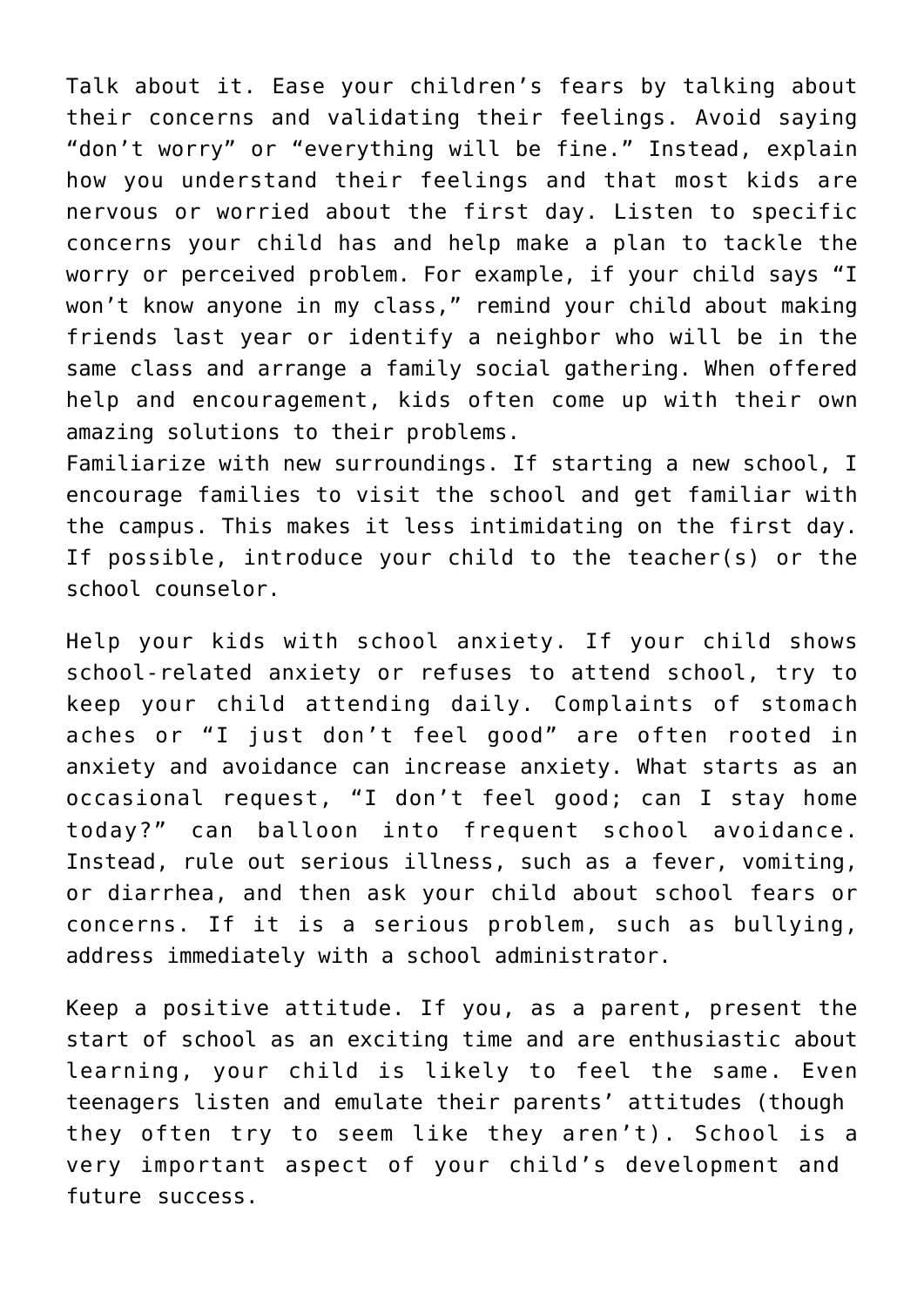Talk about it. Ease your children's fears by talking about their concerns and validating their feelings. Avoid saying "don't worry" or "everything will be fine." Instead, explain how you understand their feelings and that most kids are nervous or worried about the first day. Listen to specific concerns your child has and help make a plan to tackle the worry or perceived problem. For example, if your child says "I won't know anyone in my class," remind your child about making friends last year or identify a neighbor who will be in the same class and arrange a family social gathering. When offered help and encouragement, kids often come up with their own amazing solutions to their problems.
Familiarize with new surroundings. If starting a new school, I encourage families to visit the school and get familiar with the campus. This makes it less intimidating on the first day. If possible, introduce your child to the teacher(s) or the school counselor.

Help your kids with school anxiety. If your child shows school-related anxiety or refuses to attend school, try to keep your child attending daily. Complaints of stomach aches or "I just don't feel good" are often rooted in anxiety and avoidance can increase anxiety. What starts as an occasional request, "I don't feel good; can I stay home today?" can balloon into frequent school avoidance. Instead, rule out serious illness, such as a fever, vomiting, or diarrhea, and then ask your child about school fears or concerns. If it is a serious problem, such as bullying, address immediately with a school administrator.

Keep a positive attitude. If you, as a parent, present the start of school as an exciting time and are enthusiastic about learning, your child is likely to feel the same. Even teenagers listen and emulate their parents' attitudes (though they often try to seem like they aren't). School is a very important aspect of your child's development and future success.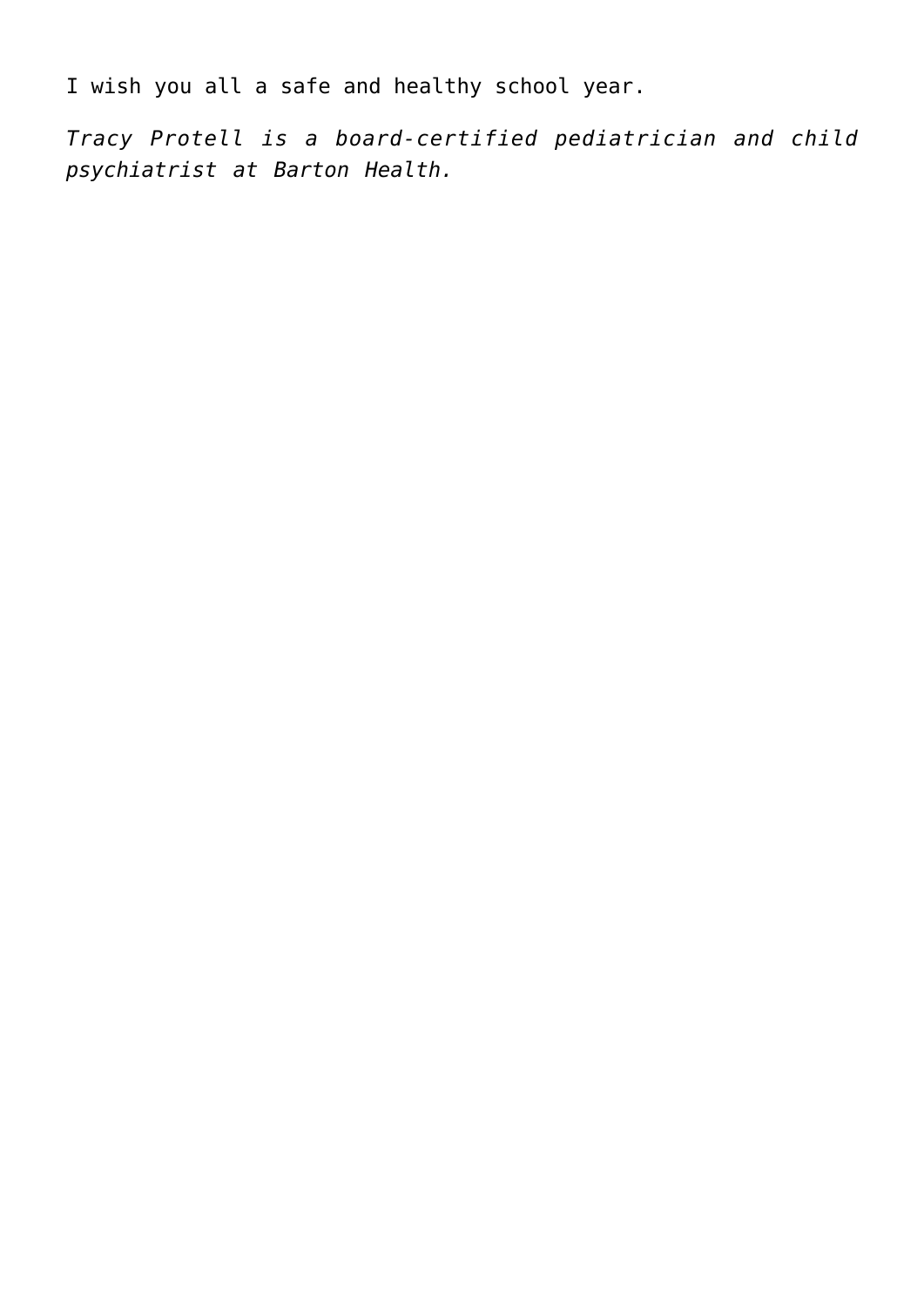I wish you all a safe and healthy school year.

*Tracy Protell is a board-certified pediatrician and child psychiatrist at Barton Health.*